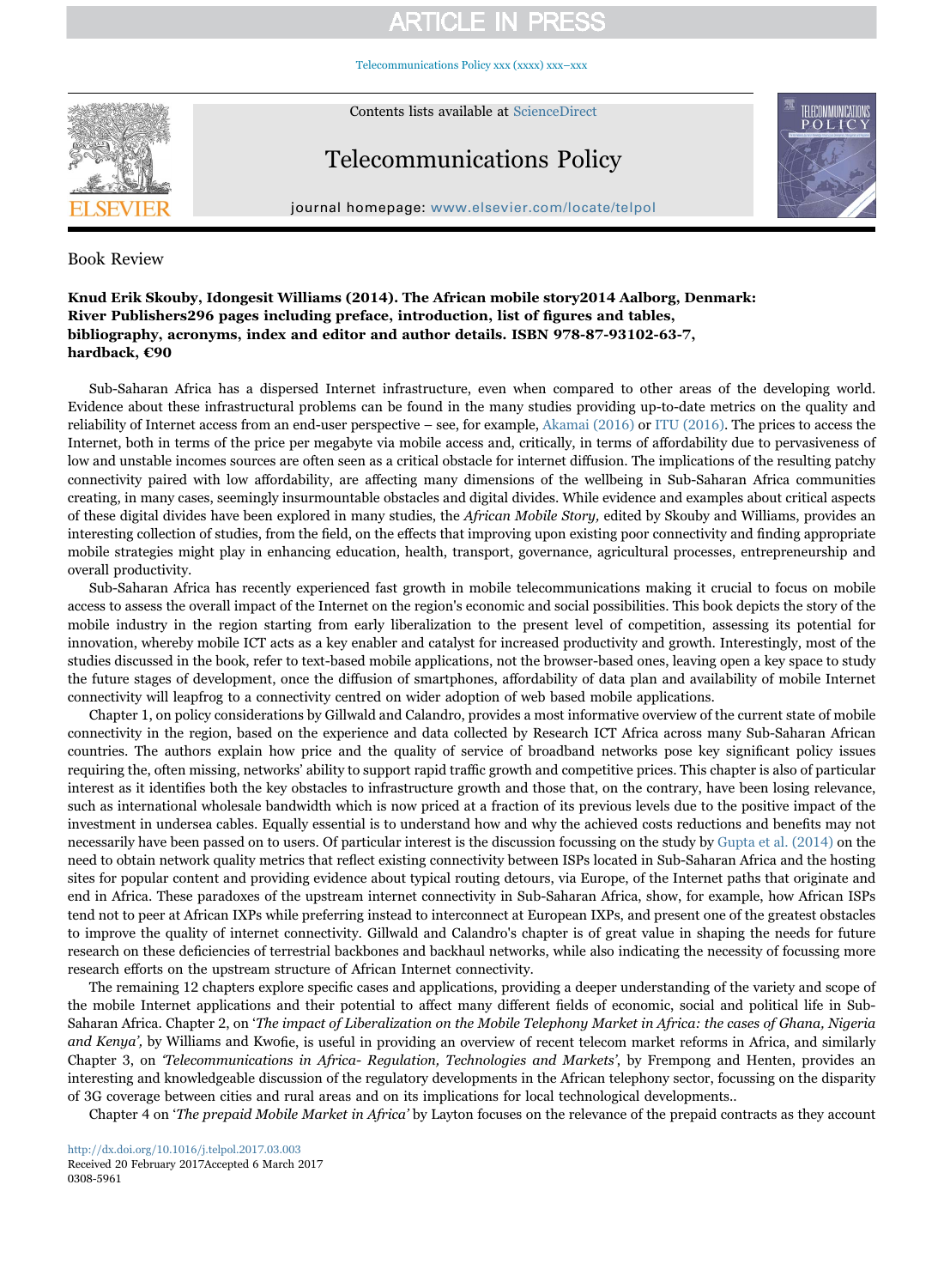Book Review

**Knud Erik Skouby, Idongesit Williams (2014). The African mobile story2014 Aalborg, Denmark: River Publishers296 pages including preface, introduction, list of figures and tables, bibliography, acronyms, index and editor and author details. ISBN 978-87-93102-63-7, hardback, €90**

Sub-Saharan Africa has a dispersed Internet infrastructure, even when compared to other areas of the developing world. Evidence about these infrastructural problems can be found in the many studies providing up-to-date metrics on the quality and reliability of Internet access from an end-user perspective – see, for example, Akamai (2016) or ITU (2016). The prices to access the Internet, both in terms of the price per megabyte via mobile access and, critically, in terms of affordability due to pervasiveness of low and unstable incomes sources are often seen as a critical obstacle for internet diffusion. The implications of the resulting patchy connectivity paired with low affordability, are affecting many dimensions of the wellbeing in Sub-Saharan Africa communities creating, in many cases, seemingly insurmountable obstacles and digital divides. While evidence and examples about critical aspects of these digital divides have been explored in many studies, the *African Mobile Story,* edited by Skouby and Williams, provides an interesting collection of studies, from the field, on the effects that improving upon existing poor connectivity and finding appropriate mobile strategies might play in enhancing education, health, transport, governance, agricultural processes, entrepreneurship and overall productivity.

Sub-Saharan Africa has recently experienced fast growth in mobile telecommunications making it crucial to focus on mobile access to assess the overall impact of the Internet on the region's economic and social possibilities. This book depicts the story of the mobile industry in the region starting from early liberalization to the present level of competition, assessing its potential for innovation, whereby mobile ICT acts as a key enabler and catalyst for increased productivity and growth. Interestingly, most of the studies discussed in the book, refer to text-based mobile applications, not the browser-based ones, leaving open a key space to study the future stages of development, once the diffusion of smartphones, affordability of data plan and availability of mobile Internet connectivity will leapfrog to a connectivity centred on wider adoption of web based mobile applications.

Chapter 1, on policy considerations by Gillwald and Calandro, provides a most informative overview of the current state of mobile connectivity in the region, based on the experience and data collected by Research ICT Africa across many Sub-Saharan African countries. The authors explain how price and the quality of service of broadband networks pose key significant policy issues requiring the, often missing, networks' ability to support rapid traffic growth and competitive prices. This chapter is also of particular interest as it identifies both the key obstacles to infrastructure growth and those that, on the contrary, have been losing relevance, such as international wholesale bandwidth which is now priced at a fraction of its previous levels due to the positive impact of the investment in undersea cables. Equally essential is to understand how and why the achieved costs reductions and benefits may not necessarily have been passed on to users. Of particular interest is the discussion focussing on the study by Gupta et al. (2014) on the need to obtain network quality metrics that reflect existing connectivity between ISPs located in Sub-Saharan Africa and the hosting sites for popular content and providing evidence about typical routing detours, via Europe, of the Internet paths that originate and end in Africa. These paradoxes of the upstream internet connectivity in Sub-Saharan Africa, show, for example, how African ISPs tend not to peer at African IXPs while preferring instead to interconnect at European IXPs, and present one of the greatest obstacles to improve the quality of internet connectivity. Gillwald and Calandro's chapter is of great value in shaping the needs for future research on these deficiencies of terrestrial backbones and backhaul networks, while also indicating the necessity of focussing more research efforts on the upstream structure of African Internet connectivity.

The remaining 12 chapters explore specific cases and applications, providing a deeper understanding of the variety and scope of the mobile Internet applications and their potential to affect many different fields of economic, social and political life in Sub-Saharan Africa. Chapter 2, on '*The impact of Liberalization on the Mobile Telephony Market in Africa: the cases of Ghana, Nigeria and Kenya'*, by Williams and Kwofie, is useful in providing an overview of recent telecom market reforms in Africa, and similarly Chapter 3, on *'Telecommunications in Africa- Regulation, Technologies and Markets'*, by Frempong and Henten, provides an interesting and knowledgeable discussion of the regulatory developments in the African telephony sector, focussing on the disparity of 3G coverage between cities and rural areas and on its implications for local technological developments..

Chapter 4 on '*The prepaid Mobile Market in Africa'* by Layton focuses on the relevance of the prepaid contracts as they account

http://dx.doi.org/10.1016/j.telpol.2017.03.003
Received 20 February 2017Accepted 6 March 2017
0308-5961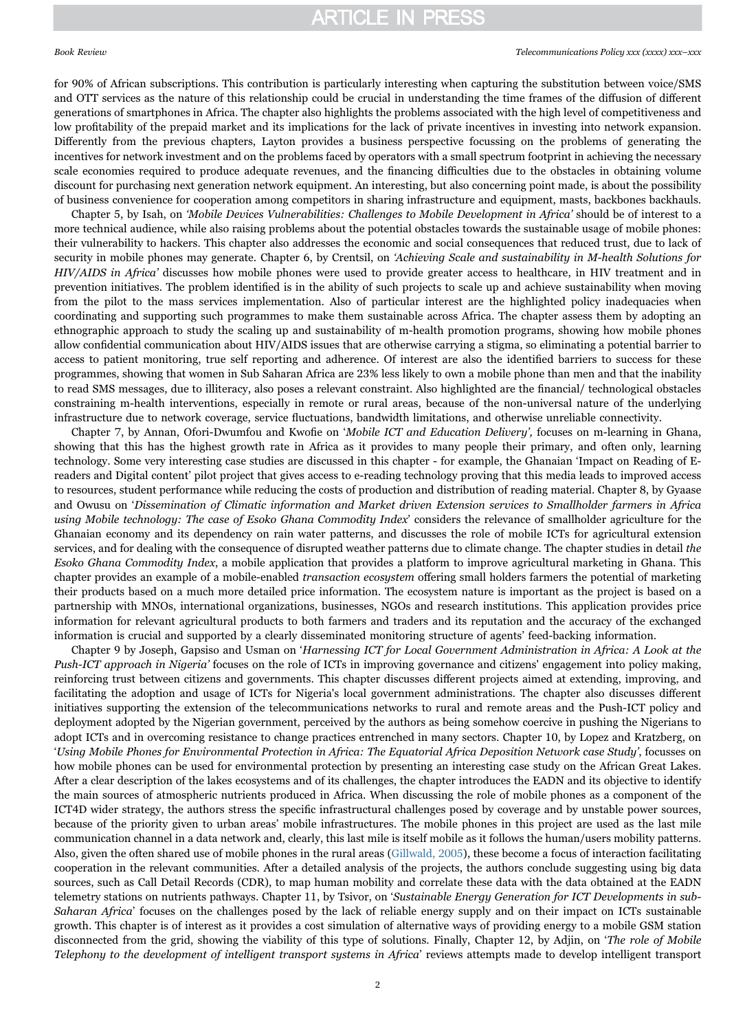for 90% of African subscriptions. This contribution is particularly interesting when capturing the substitution between voice/SMS and OTT services as the nature of this relationship could be crucial in understanding the time frames of the diffusion of different generations of smartphones in Africa. The chapter also highlights the problems associated with the high level of competitiveness and low profitability of the prepaid market and its implications for the lack of private incentives in investing into network expansion. Differently from the previous chapters, Layton provides a business perspective focussing on the problems of generating the incentives for network investment and on the problems faced by operators with a small spectrum footprint in achieving the necessary scale economies required to produce adequate revenues, and the financing difficulties due to the obstacles in obtaining volume discount for purchasing next generation network equipment. An interesting, but also concerning point made, is about the possibility of business convenience for cooperation among competitors in sharing infrastructure and equipment, masts, backbones backhauls.

Chapter 5, by Isah, on *'Mobile Devices Vulnerabilities: Challenges to Mobile Development in Africa'* should be of interest to a more technical audience, while also raising problems about the potential obstacles towards the sustainable usage of mobile phones: their vulnerability to hackers. This chapter also addresses the economic and social consequences that reduced trust, due to lack of security in mobile phones may generate. Chapter 6, by Crentsil, on *'Achieving Scale and sustainability in M-health Solutions for HIV/AIDS in Africa'* discusses how mobile phones were used to provide greater access to healthcare, in HIV treatment and in prevention initiatives. The problem identified is in the ability of such projects to scale up and achieve sustainability when moving from the pilot to the mass services implementation. Also of particular interest are the highlighted policy inadequacies when coordinating and supporting such programmes to make them sustainable across Africa. The chapter assess them by adopting an ethnographic approach to study the scaling up and sustainability of m-health promotion programs, showing how mobile phones allow confidential communication about HIV/AIDS issues that are otherwise carrying a stigma, so eliminating a potential barrier to access to patient monitoring, true self reporting and adherence. Of interest are also the identified barriers to success for these programmes, showing that women in Sub Saharan Africa are 23% less likely to own a mobile phone than men and that the inability to read SMS messages, due to illiteracy, also poses a relevant constraint. Also highlighted are the financial/ technological obstacles constraining m-health interventions, especially in remote or rural areas, because of the non-universal nature of the underlying infrastructure due to network coverage, service fluctuations, bandwidth limitations, and otherwise unreliable connectivity.

Chapter 7, by Annan, Ofori-Dwumfou and Kwofie on *'Mobile ICT and Education Delivery',* focuses on m-learning in Ghana, showing that this has the highest growth rate in Africa as it provides to many people their primary, and often only, learning technology. Some very interesting case studies are discussed in this chapter - for example, the Ghanaian 'Impact on Reading of E-readers and Digital content' pilot project that gives access to e-reading technology proving that this media leads to improved access to resources, student performance while reducing the costs of production and distribution of reading material. Chapter 8, by Gyaase and Owusu on *'Dissemination of Climatic information and Market driven Extension services to Smallholder farmers in Africa using Mobile technology: The case of Esoko Ghana Commodity Index'* considers the relevance of smallholder agriculture for the Ghanaian economy and its dependency on rain water patterns, and discusses the role of mobile ICTs for agricultural extension services, and for dealing with the consequence of disrupted weather patterns due to climate change. The chapter studies in detail *the Esoko Ghana Commodity Index*, a mobile application that provides a platform to improve agricultural marketing in Ghana. This chapter provides an example of a mobile-enabled *transaction ecosystem* offering small holders farmers the potential of marketing their products based on a much more detailed price information. The ecosystem nature is important as the project is based on a partnership with MNOs, international organizations, businesses, NGOs and research institutions. This application provides price information for relevant agricultural products to both farmers and traders and its reputation and the accuracy of the exchanged information is crucial and supported by a clearly disseminated monitoring structure of agents' feed-backing information.

Chapter 9 by Joseph, Gapsiso and Usman on *'Harnessing ICT for Local Government Administration in Africa: A Look at the Push-ICT approach in Nigeria'* focuses on the role of ICTs in improving governance and citizens' engagement into policy making, reinforcing trust between citizens and governments. This chapter discusses different projects aimed at extending, improving, and facilitating the adoption and usage of ICTs for Nigeria's local government administrations. The chapter also discusses different initiatives supporting the extension of the telecommunications networks to rural and remote areas and the Push-ICT policy and deployment adopted by the Nigerian government, perceived by the authors as being somehow coercive in pushing the Nigerians to adopt ICTs and in overcoming resistance to change practices entrenched in many sectors. Chapter 10, by Lopez and Kratzberg, on *'Using Mobile Phones for Environmental Protection in Africa: The Equatorial Africa Deposition Network case Study'*, focusses on how mobile phones can be used for environmental protection by presenting an interesting case study on the African Great Lakes. After a clear description of the lakes ecosystems and of its challenges, the chapter introduces the EADN and its objective to identify the main sources of atmospheric nutrients produced in Africa. When discussing the role of mobile phones as a component of the ICT4D wider strategy, the authors stress the specific infrastructural challenges posed by coverage and by unstable power sources, because of the priority given to urban areas' mobile infrastructures. The mobile phones in this project are used as the last mile communication channel in a data network and, clearly, this last mile is itself mobile as it follows the human/users mobility patterns. Also, given the often shared use of mobile phones in the rural areas (Gillwald, 2005), these become a focus of interaction facilitating cooperation in the relevant communities. After a detailed analysis of the projects, the authors conclude suggesting using big data sources, such as Call Detail Records (CDR), to map human mobility and correlate these data with the data obtained at the EADN telemetry stations on nutrients pathways. Chapter 11, by Tsivor, on *'Sustainable Energy Generation for ICT Developments in sub-Saharan Africa'* focuses on the challenges posed by the lack of reliable energy supply and on their impact on ICTs sustainable growth. This chapter is of interest as it provides a cost simulation of alternative ways of providing energy to a mobile GSM station disconnected from the grid, showing the viability of this type of solutions. Finally, Chapter 12, by Adjin, on *'The role of Mobile Telephony to the development of intelligent transport systems in Africa'* reviews attempts made to develop intelligent transport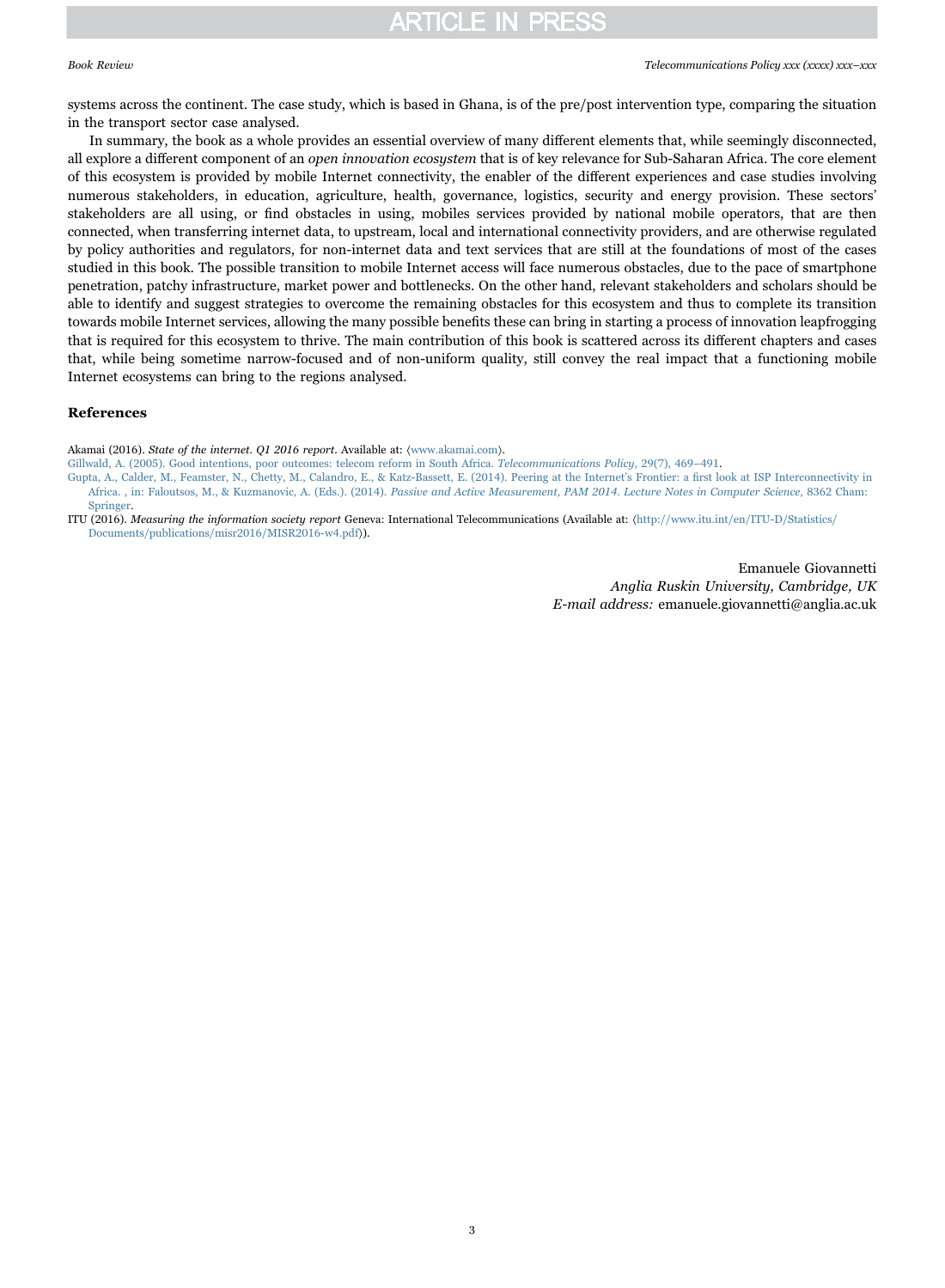systems across the continent. The case study, which is based in Ghana, is of the pre/post intervention type, comparing the situation in the transport sector case analysed.

In summary, the book as a whole provides an essential overview of many different elements that, while seemingly disconnected, all explore a different component of an *open innovation ecosystem* that is of key relevance for Sub-Saharan Africa. The core element of this ecosystem is provided by mobile Internet connectivity, the enabler of the different experiences and case studies involving numerous stakeholders, in education, agriculture, health, governance, logistics, security and energy provision. These sectors' stakeholders are all using, or find obstacles in using, mobiles services provided by national mobile operators, that are then connected, when transferring internet data, to upstream, local and international connectivity providers, and are otherwise regulated by policy authorities and regulators, for non-internet data and text services that are still at the foundations of most of the cases studied in this book. The possible transition to mobile Internet access will face numerous obstacles, due to the pace of smartphone penetration, patchy infrastructure, market power and bottlenecks. On the other hand, relevant stakeholders and scholars should be able to identify and suggest strategies to overcome the remaining obstacles for this ecosystem and thus to complete its transition towards mobile Internet services, allowing the many possible benefits these can bring in starting a process of innovation leapfrogging that is required for this ecosystem to thrive. The main contribution of this book is scattered across its different chapters and cases that, while being sometime narrow-focused and of non-uniform quality, still convey the real impact that a functioning mobile Internet ecosystems can bring to the regions analysed.

## References

Akamai (2016). *State of the internet. Q1 2016 report*. Available at: ⟨www.akamai.com⟩.

Gillwald, A. (2005). Good intentions, poor outcomes: telecom reform in South Africa. *Telecommunications Policy*, 29(7), 469–491.

Gupta, A., Calder, M., Feamster, N., Chetty, M., Calandro, E., & Katz-Bassett, E. (2014). Peering at the Internet's Frontier: a first look at ISP Interconnectivity in Africa. , in: Faloutsos, M., & Kuzmanovic, A. (Eds.). (2014). *Passive and Active Measurement, PAM 2014. Lecture Notes in Computer Science*, 8362 Cham: Springer.

ITU (2016). *Measuring the information society report* Geneva: International Telecommunications (Available at: ⟨http://www.itu.int/en/ITU-D/Statistics/Documents/publications/misr2016/MISR2016-w4.pdf⟩).

Emanuele Giovannetti
*Anglia Ruskin University, Cambridge, UK*
*E-mail address:* emanuele.giovannetti@anglia.ac.uk